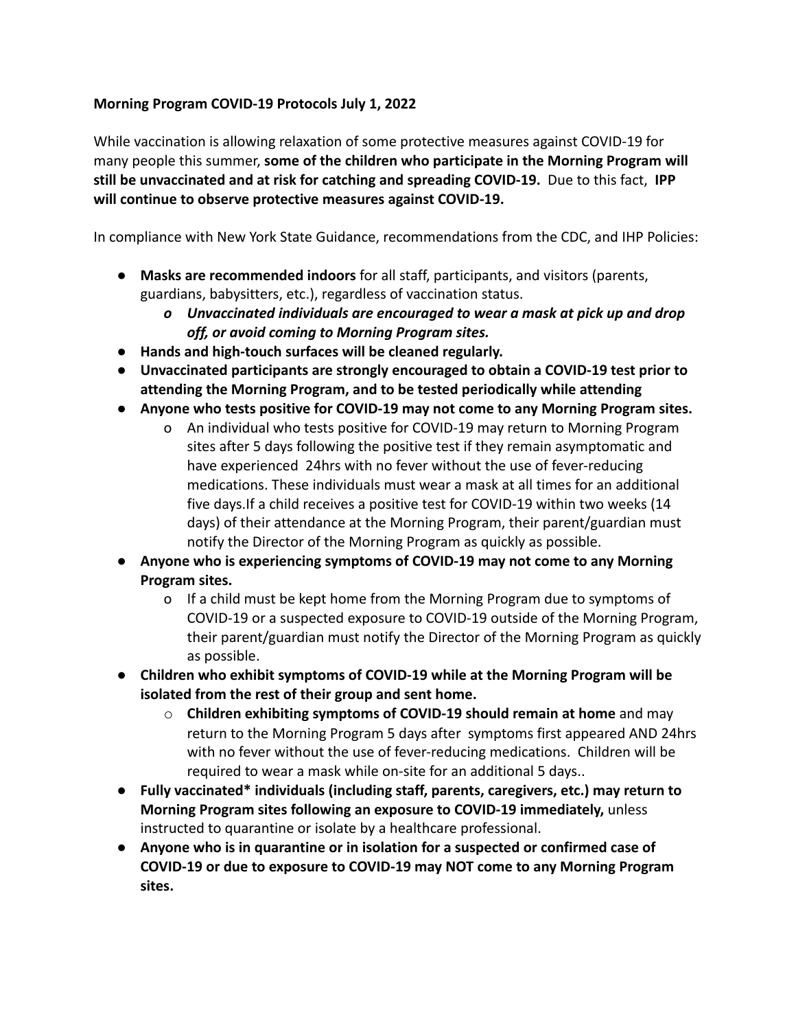**Morning Program COVID-19 Protocols July 1, 2022**

While vaccination is allowing relaxation of some protective measures against COVID-19 for many people this summer, **some of the children who participate in the Morning Program will still be unvaccinated and at risk for catching and spreading COVID-19.** Due to this fact, **IPP will continue to observe protective measures against COVID-19.**

In compliance with New York State Guidance, recommendations from the CDC, and IHP Policies:

- **Masks are recommended indoors** for all staff, participants, and visitors (parents, guardians, babysitters, etc.), regardless of vaccination status.
  - ***Unvaccinated individuals are encouraged to wear a mask at pick up and drop off, or avoid coming to Morning Program sites.***
- **Hands and high-touch surfaces will be cleaned regularly.**
- **Unvaccinated participants are strongly encouraged to obtain a COVID-19 test prior to attending the Morning Program, and to be tested periodically while attending**
- **Anyone who tests positive for COVID-19 may not come to any Morning Program sites.**
  - An individual who tests positive for COVID-19 may return to Morning Program sites after 5 days following the positive test if they remain asymptomatic and have experienced 24hrs with no fever without the use of fever-reducing medications. These individuals must wear a mask at all times for an additional five days.If a child receives a positive test for COVID-19 within two weeks (14 days) of their attendance at the Morning Program, their parent/guardian must notify the Director of the Morning Program as quickly as possible.
- **Anyone who is experiencing symptoms of COVID-19 may not come to any Morning Program sites.**
  - If a child must be kept home from the Morning Program due to symptoms of COVID-19 or a suspected exposure to COVID-19 outside of the Morning Program, their parent/guardian must notify the Director of the Morning Program as quickly as possible.
- **Children who exhibit symptoms of COVID-19 while at the Morning Program will be isolated from the rest of their group and sent home.**
  - **Children exhibiting symptoms of COVID-19 should remain at home** and may return to the Morning Program 5 days after symptoms first appeared AND 24hrs with no fever without the use of fever-reducing medications. Children will be required to wear a mask while on-site for an additional 5 days..
- **Fully vaccinated* individuals (including staff, parents, caregivers, etc.) may return to Morning Program sites following an exposure to COVID-19 immediately,** unless instructed to quarantine or isolate by a healthcare professional.
- **Anyone who is in quarantine or in isolation for a suspected or confirmed case of COVID-19 or due to exposure to COVID-19 may NOT come to any Morning Program sites.**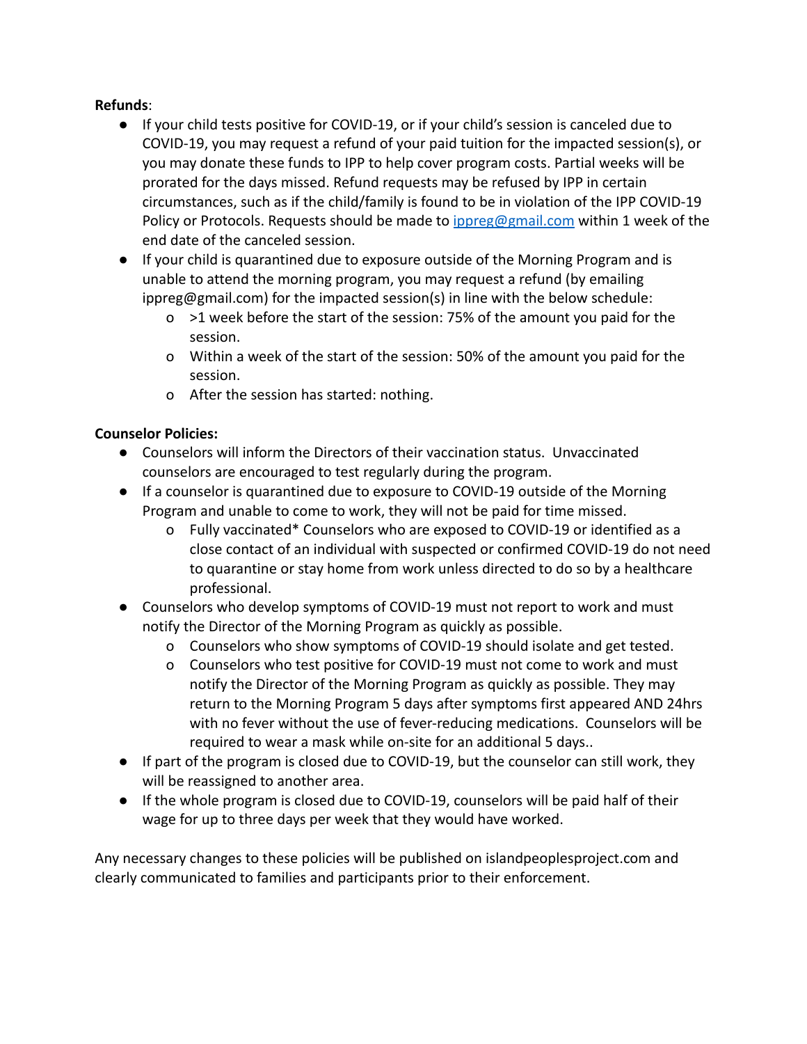**Refunds**:

- If your child tests positive for COVID-19, or if your child's session is canceled due to COVID-19, you may request a refund of your paid tuition for the impacted session(s), or you may donate these funds to IPP to help cover program costs. Partial weeks will be prorated for the days missed. Refund requests may be refused by IPP in certain circumstances, such as if the child/family is found to be in violation of the IPP COVID-19 Policy or Protocols. Requests should be made to [ippreg@gmail.com](mailto:ippreg@gmail.com) within 1 week of the end date of the canceled session.
- If your child is quarantined due to exposure outside of the Morning Program and is unable to attend the morning program, you may request a refund (by emailing ippreg@gmail.com) for the impacted session(s) in line with the below schedule:
  - >1 week before the start of the session: 75% of the amount you paid for the session.
  - Within a week of the start of the session: 50% of the amount you paid for the session.
  - After the session has started: nothing.

**Counselor Policies:**

- Counselors will inform the Directors of their vaccination status. Unvaccinated counselors are encouraged to test regularly during the program.
- If a counselor is quarantined due to exposure to COVID-19 outside of the Morning Program and unable to come to work, they will not be paid for time missed.
  - Fully vaccinated* Counselors who are exposed to COVID-19 or identified as a close contact of an individual with suspected or confirmed COVID-19 do not need to quarantine or stay home from work unless directed to do so by a healthcare professional.
- Counselors who develop symptoms of COVID-19 must not report to work and must notify the Director of the Morning Program as quickly as possible.
  - Counselors who show symptoms of COVID-19 should isolate and get tested.
  - Counselors who test positive for COVID-19 must not come to work and must notify the Director of the Morning Program as quickly as possible. They may return to the Morning Program 5 days after symptoms first appeared AND 24hrs with no fever without the use of fever-reducing medications. Counselors will be required to wear a mask while on-site for an additional 5 days..
- If part of the program is closed due to COVID-19, but the counselor can still work, they will be reassigned to another area.
- If the whole program is closed due to COVID-19, counselors will be paid half of their wage for up to three days per week that they would have worked.

Any necessary changes to these policies will be published on islandpeoplesproject.com and clearly communicated to families and participants prior to their enforcement.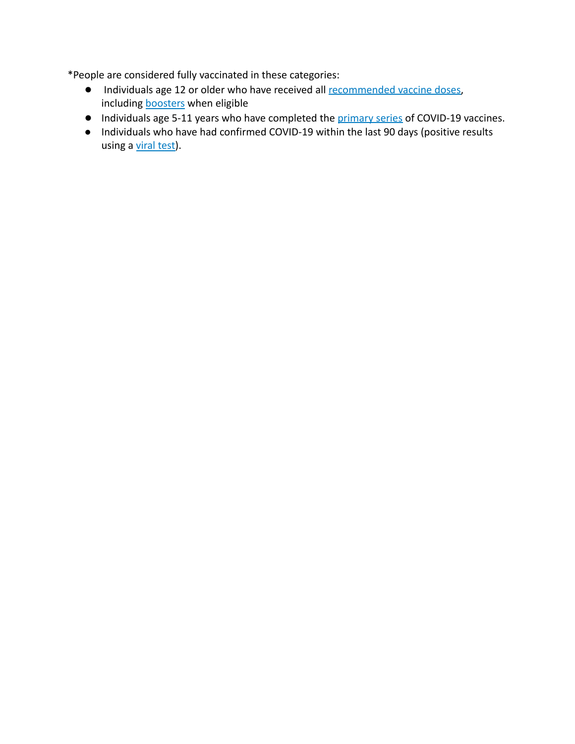*People are considered fully vaccinated in these categories:

- Individuals age 12 or older who have received all recommended vaccine doses, including boosters when eligible
- Individuals age 5-11 years who have completed the primary series of COVID-19 vaccines.
- Individuals who have had confirmed COVID-19 within the last 90 days (positive results using a viral test).